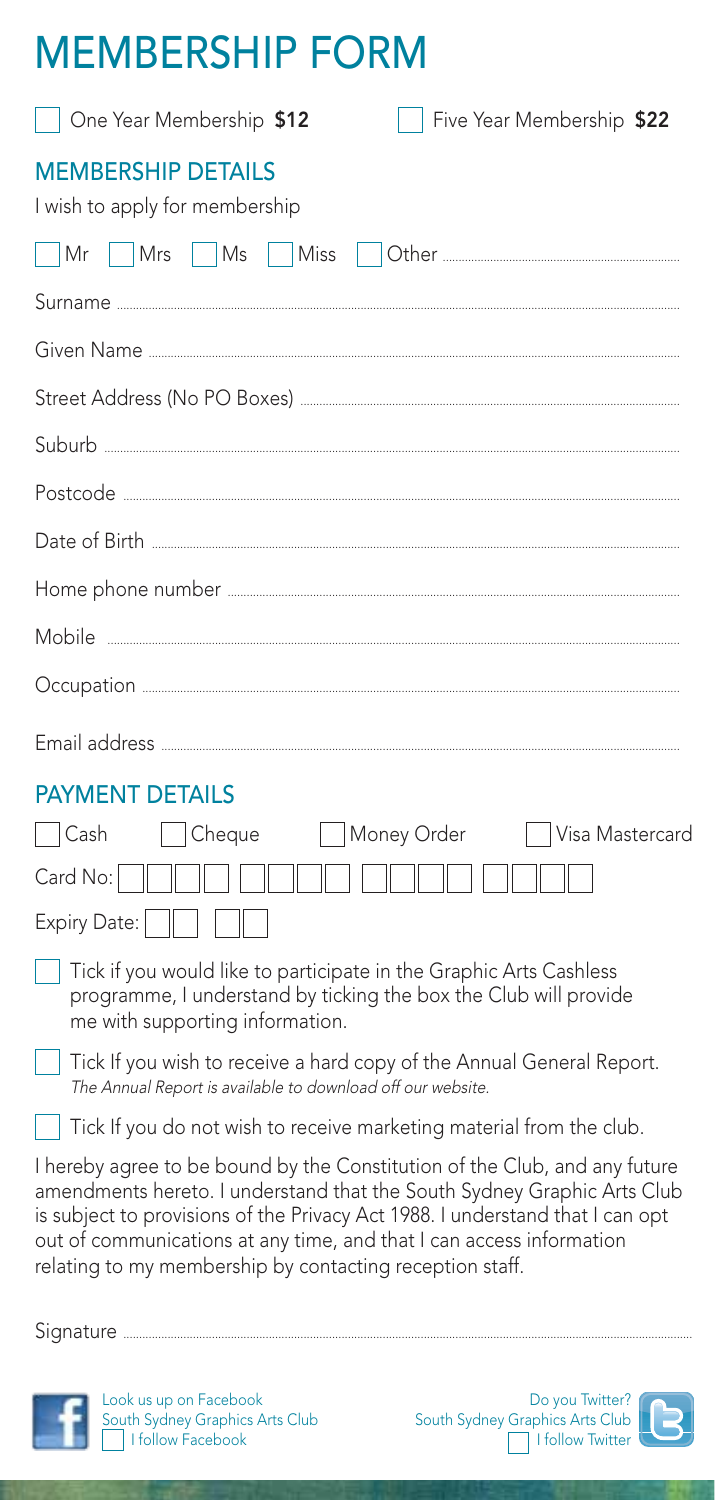# MEMBERSHIP FORM

☐ One Year Membership **$12** ☐ Five Year Membership **$22**

## MEMBERSHIP DETAILS

I wish to apply for membership

☐ Mr ☐ Mrs ☐ Ms ☐ Miss ☐ Other ..........

Surname ..........

Given Name ..........

Street Address (No PO Boxes) ..........

Suburb ..........

Postcode ..........

Date of Birth ..........

Home phone number ..........

Mobile ..........

Occupation ..........

Email address ..........

## PAYMENT DETAILS

☐ Cash ☐ Cheque ☐ Money Order ☐ Visa Mastercard

Card No: ☐☐☐☐ ☐☐☐☐ ☐☐☐☐ ☐☐☐☐

Expiry Date: ☐☐ ☐☐

☐ Tick if you would like to participate in the Graphic Arts Cashless programme, I understand by ticking the box the Club will provide me with supporting information.

☐ Tick If you wish to receive a hard copy of the Annual General Report.
*The Annual Report is available to download off our website.*

☐ Tick If you do not wish to receive marketing material from the club.

I hereby agree to be bound by the Constitution of the Club, and any future amendments hereto. I understand that the South Sydney Graphic Arts Club is subject to provisions of the Privacy Act 1988. I understand that I can opt out of communications at any time, and that I can access information relating to my membership by contacting reception staff.

Signature ..........

Look us up on Facebook
South Sydney Graphics Arts Club
☐ I follow Facebook

Do you Twitter?
South Sydney Graphics Arts Club
☐ I follow Twitter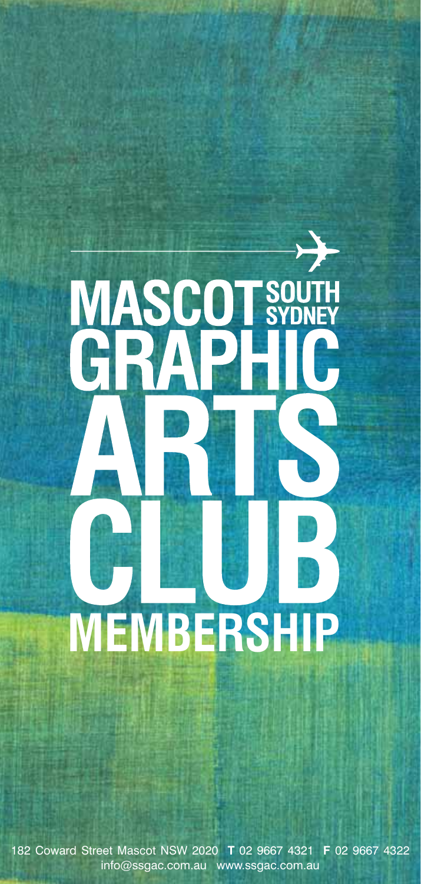# MASCOT SOUTH SYDNEY GRAPHIC ARTS CLUB

## MEMBERSHIP

182 Coward Street Mascot NSW 2020 **T** 02 9667 4321 **F** 02 9667 4322
info@ssgac.com.au www.ssgac.com.au